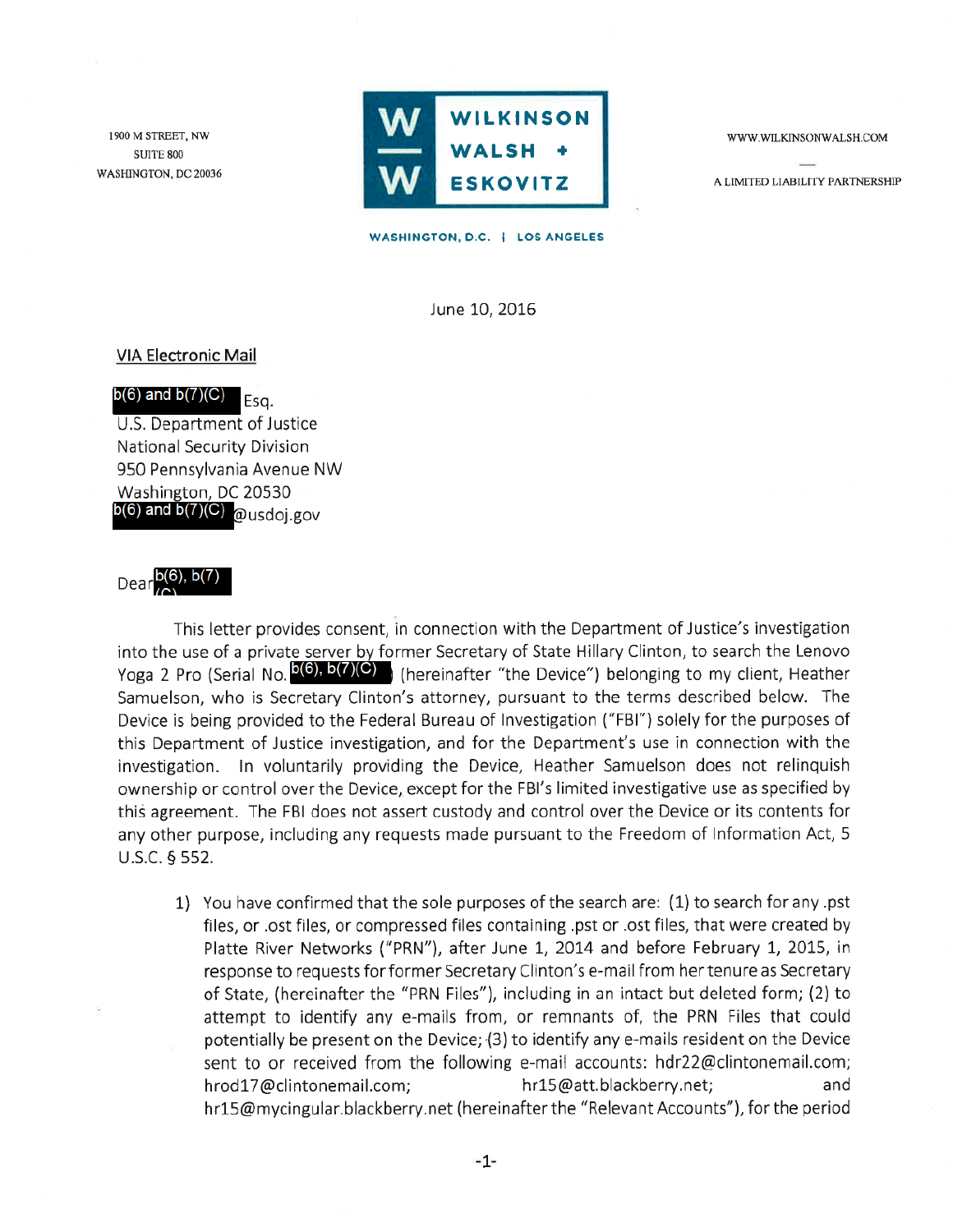1900 M STREET, NW
SUITE 800
WASHINGTON, DC 20036

**WILKINSON WALSH + ESKOVITZ**

WASHINGTON, D.C. | LOS ANGELES

WWW.WILKINSONWALSH.COM

A LIMITED LIABILITY PARTNERSHIP

June 10, 2016

VIA Electronic Mail

b(6) and b(7)(C) Esq.
U.S. Department of Justice
National Security Division
950 Pennsylvania Avenue NW
Washington, DC 20530
b(6) and b(7)(C) @usdoj.gov

Dear b(6), b(7)(C)

This letter provides consent, in connection with the Department of Justice's investigation into the use of a private server by former Secretary of State Hillary Clinton, to search the Lenovo Yoga 2 Pro (Serial No. b(6), b(7)(C)) (hereinafter "the Device") belonging to my client, Heather Samuelson, who is Secretary Clinton's attorney, pursuant to the terms described below. The Device is being provided to the Federal Bureau of Investigation ("FBI") solely for the purposes of this Department of Justice investigation, and for the Department's use in connection with the investigation. In voluntarily providing the Device, Heather Samuelson does not relinquish ownership or control over the Device, except for the FBI's limited investigative use as specified by this agreement. The FBI does not assert custody and control over the Device or its contents for any other purpose, including any requests made pursuant to the Freedom of Information Act, 5 U.S.C. § 552.

1) You have confirmed that the sole purposes of the search are: (1) to search for any .pst files, or .ost files, or compressed files containing .pst or .ost files, that were created by Platte River Networks ("PRN"), after June 1, 2014 and before February 1, 2015, in response to requests for former Secretary Clinton's e-mail from her tenure as Secretary of State, (hereinafter the "PRN Files"), including in an intact but deleted form; (2) to attempt to identify any e-mails from, or remnants of, the PRN Files that could potentially be present on the Device; (3) to identify any e-mails resident on the Device sent to or received from the following e-mail accounts: hdr22@clintonemail.com; hrod17@clintonemail.com; hr15@att.blackberry.net; and hr15@mycingular.blackberry.net (hereinafter the "Relevant Accounts"), for the period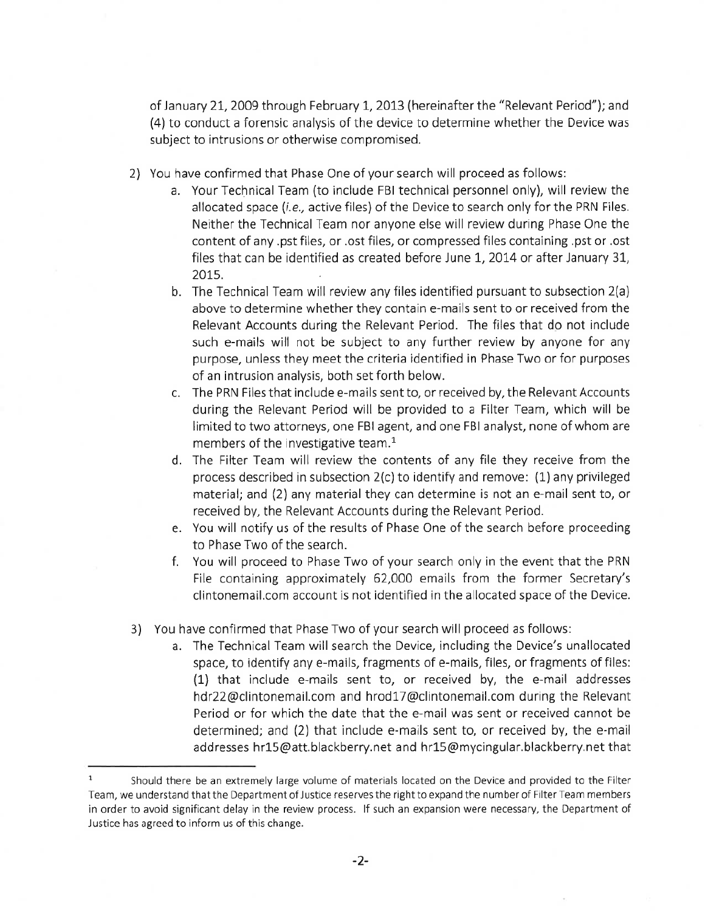of January 21, 2009 through February 1, 2013 (hereinafter the "Relevant Period"); and (4) to conduct a forensic analysis of the device to determine whether the Device was subject to intrusions or otherwise compromised.

2) You have confirmed that Phase One of your search will proceed as follows:
   a. Your Technical Team (to include FBI technical personnel only), will review the allocated space (*i.e.,* active files) of the Device to search only for the PRN Files. Neither the Technical Team nor anyone else will review during Phase One the content of any .pst files, or .ost files, or compressed files containing .pst or .ost files that can be identified as created before June 1, 2014 or after January 31, 2015.
   b. The Technical Team will review any files identified pursuant to subsection 2(a) above to determine whether they contain e-mails sent to or received from the Relevant Accounts during the Relevant Period. The files that do not include such e-mails will not be subject to any further review by anyone for any purpose, unless they meet the criteria identified in Phase Two or for purposes of an intrusion analysis, both set forth below.
   c. The PRN Files that include e-mails sent to, or received by, the Relevant Accounts during the Relevant Period will be provided to a Filter Team, which will be limited to two attorneys, one FBI agent, and one FBI analyst, none of whom are members of the investigative team.[1]
   d. The Filter Team will review the contents of any file they receive from the process described in subsection 2(c) to identify and remove: (1) any privileged material; and (2) any material they can determine is not an e-mail sent to, or received by, the Relevant Accounts during the Relevant Period.
   e. You will notify us of the results of Phase One of the search before proceeding to Phase Two of the search.
   f. You will proceed to Phase Two of your search only in the event that the PRN File containing approximately 62,000 emails from the former Secretary's clintonemail.com account is not identified in the allocated space of the Device.

3) You have confirmed that Phase Two of your search will proceed as follows:
   a. The Technical Team will search the Device, including the Device's unallocated space, to identify any e-mails, fragments of e-mails, files, or fragments of files: (1) that include e-mails sent to, or received by, the e-mail addresses hdr22@clintonemail.com and hrod17@clintonemail.com during the Relevant Period or for which the date that the e-mail was sent or received cannot be determined; and (2) that include e-mails sent to, or received by, the e-mail addresses hr15@att.blackberry.net and hr15@mycingular.blackberry.net that

---

[1] Should there be an extremely large volume of materials located on the Device and provided to the Filter Team, we understand that the Department of Justice reserves the right to expand the number of Filter Team members in order to avoid significant delay in the review process. If such an expansion were necessary, the Department of Justice has agreed to inform us of this change.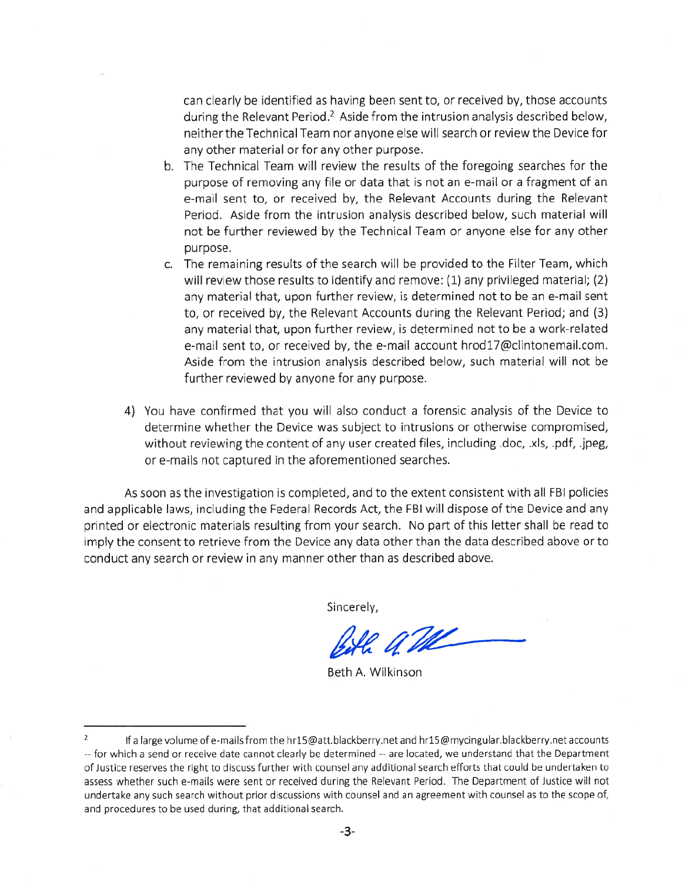can clearly be identified as having been sent to, or received by, those accounts during the Relevant Period.[2] Aside from the intrusion analysis described below, neither the Technical Team nor anyone else will search or review the Device for any other material or for any other purpose.

b. The Technical Team will review the results of the foregoing searches for the purpose of removing any file or data that is not an e-mail or a fragment of an e-mail sent to, or received by, the Relevant Accounts during the Relevant Period. Aside from the intrusion analysis described below, such material will not be further reviewed by the Technical Team or anyone else for any other purpose.

c. The remaining results of the search will be provided to the Filter Team, which will review those results to identify and remove: (1) any privileged material; (2) any material that, upon further review, is determined not to be an e-mail sent to, or received by, the Relevant Accounts during the Relevant Period; and (3) any material that, upon further review, is determined not to be a work-related e-mail sent to, or received by, the e-mail account hrod17@clintonemail.com. Aside from the intrusion analysis described below, such material will not be further reviewed by anyone for any purpose.

4) You have confirmed that you will also conduct a forensic analysis of the Device to determine whether the Device was subject to intrusions or otherwise compromised, without reviewing the content of any user created files, including .doc, .xls, .pdf, .jpeg, or e-mails not captured in the aforementioned searches.

As soon as the investigation is completed, and to the extent consistent with all FBI policies and applicable laws, including the Federal Records Act, the FBI will dispose of the Device and any printed or electronic materials resulting from your search. No part of this letter shall be read to imply the consent to retrieve from the Device any data other than the data described above or to conduct any search or review in any manner other than as described above.

Sincerely,

Beth A. Wilkinson

---

[2] If a large volume of e-mails from the hr15@att.blackberry.net and hr15@mycingular.blackberry.net accounts -- for which a send or receive date cannot clearly be determined -- are located, we understand that the Department of Justice reserves the right to discuss further with counsel any additional search efforts that could be undertaken to assess whether such e-mails were sent or received during the Relevant Period. The Department of Justice will not undertake any such search without prior discussions with counsel and an agreement with counsel as to the scope of, and procedures to be used during, that additional search.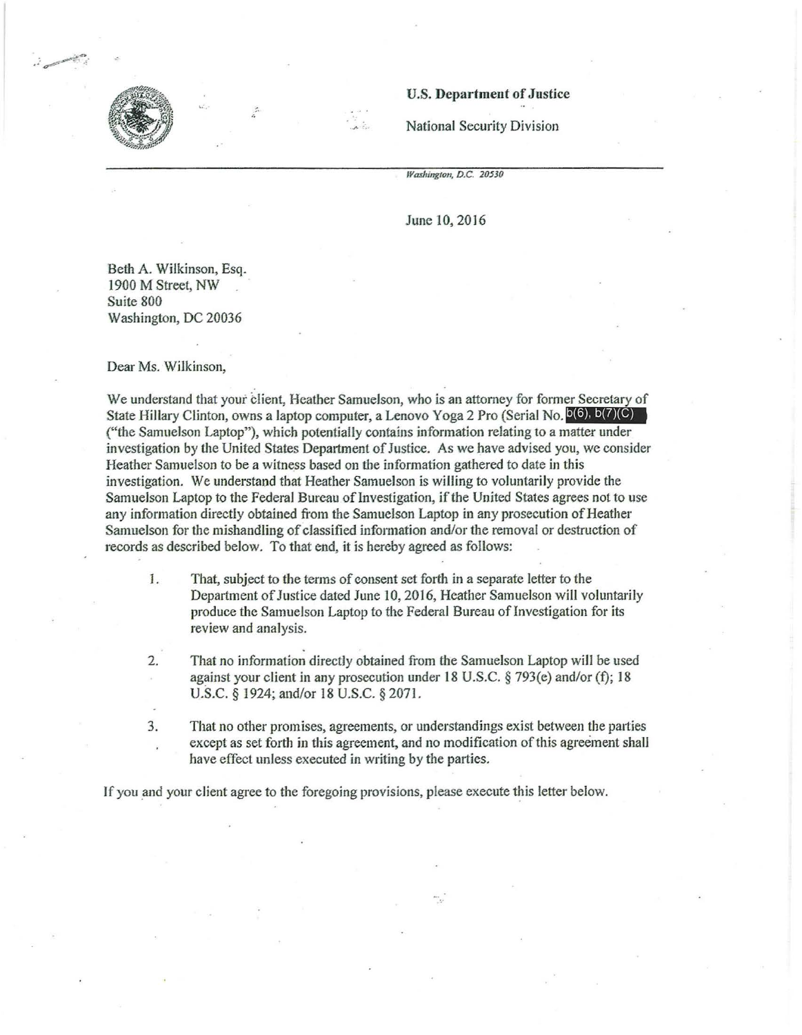**U.S. Department of Justice**

National Security Division

*Washington, D.C. 20530*

June 10, 2016

Beth A. Wilkinson, Esq.
1900 M Street, NW
Suite 800
Washington, DC 20036

Dear Ms. Wilkinson,

We understand that your client, Heather Samuelson, who is an attorney for former Secretary of State Hillary Clinton, owns a laptop computer, a Lenovo Yoga 2 Pro (Serial No. b(6), b(7)(C)) ("the Samuelson Laptop"), which potentially contains information relating to a matter under investigation by the United States Department of Justice. As we have advised you, we consider Heather Samuelson to be a witness based on the information gathered to date in this investigation. We understand that Heather Samuelson is willing to voluntarily provide the Samuelson Laptop to the Federal Bureau of Investigation, if the United States agrees not to use any information directly obtained from the Samuelson Laptop in any prosecution of Heather Samuelson for the mishandling of classified information and/or the removal or destruction of records as described below. To that end, it is hereby agreed as follows:

1. That, subject to the terms of consent set forth in a separate letter to the Department of Justice dated June 10, 2016, Heather Samuelson will voluntarily produce the Samuelson Laptop to the Federal Bureau of Investigation for its review and analysis.

2. That no information directly obtained from the Samuelson Laptop will be used against your client in any prosecution under 18 U.S.C. § 793(e) and/or (f); 18 U.S.C. § 1924; and/or 18 U.S.C. § 2071.

3. That no other promises, agreements, or understandings exist between the parties except as set forth in this agreement, and no modification of this agreement shall have effect unless executed in writing by the parties.

If you and your client agree to the foregoing provisions, please execute this letter below.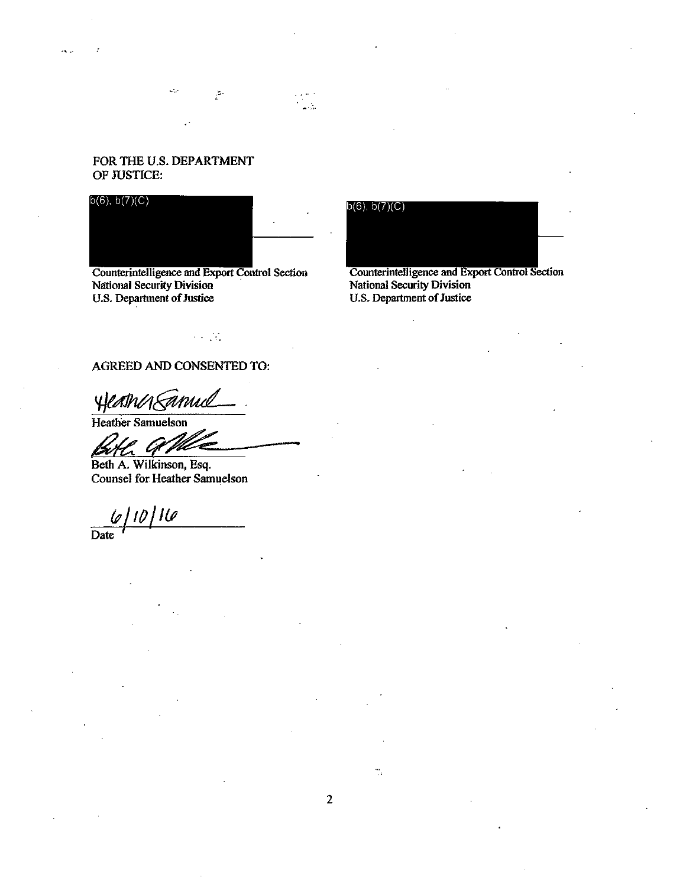FOR THE U.S. DEPARTMENT OF JUSTICE:

b(6), b(7)(C)

Counterintelligence and Export Control Section
National Security Division
U.S. Department of Justice

b(6), b(7)(C)

Counterintelligence and Export Control Section
National Security Division
U.S. Department of Justice

AGREED AND CONSENTED TO:

Heather Samuelson

Beth A. Wilkinson, Esq.
Counsel for Heather Samuelson

6/10/16
Date